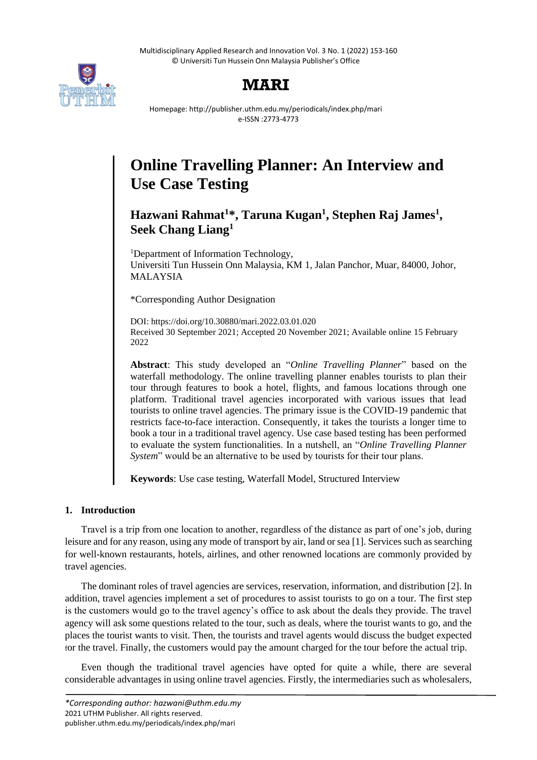# Online Travelling Planner: An Interview and Use Case Testing

**Hazwani Rahmat[1]*, Taruna Kugan[1], Stephen Raj James[1], Seek Chang Liang[1]**

[1]Department of Information Technology, Universiti Tun Hussein Onn Malaysia, KM 1, Jalan Panchor, Muar, 84000, Johor, MALAYSIA

*Corresponding Author Designation

DOI: https://doi.org/10.30880/mari.2022.03.01.020
Received 30 September 2021; Accepted 20 November 2021; Available online 15 February 2022

**Abstract**: This study developed an "*Online Travelling Planner*" based on the waterfall methodology. The online travelling planner enables tourists to plan their tour through features to book a hotel, flights, and famous locations through one platform. Traditional travel agencies incorporated with various issues that lead tourists to online travel agencies. The primary issue is the COVID-19 pandemic that restricts face-to-face interaction. Consequently, it takes the tourists a longer time to book a tour in a traditional travel agency. Use case based testing has been performed to evaluate the system functionalities. In a nutshell, an "*Online Travelling Planner System*" would be an alternative to be used by tourists for their tour plans.

**Keywords**: Use case testing, Waterfall Model, Structured Interview

## 1. Introduction

Travel is a trip from one location to another, regardless of the distance as part of one's job, during leisure and for any reason, using any mode of transport by air, land or sea [1]. Services such as searching for well-known restaurants, hotels, airlines, and other renowned locations are commonly provided by travel agencies.

The dominant roles of travel agencies are services, reservation, information, and distribution [2]. In addition, travel agencies implement a set of procedures to assist tourists to go on a tour. The first step is the customers would go to the travel agency's office to ask about the deals they provide. The travel agency will ask some questions related to the tour, such as deals, where the tourist wants to go, and the places the tourist wants to visit. Then, the tourists and travel agents would discuss the budget expected for the travel. Finally, the customers would pay the amount charged for the tour before the actual trip.

Even though the traditional travel agencies have opted for quite a while, there are several considerable advantages in using online travel agencies. Firstly, the intermediaries such as wholesalers,

*Corresponding author: hazwani@uthm.edu.my
2021 UTHM Publisher. All rights reserved.
publisher.uthm.edu.my/periodicals/index.php/mari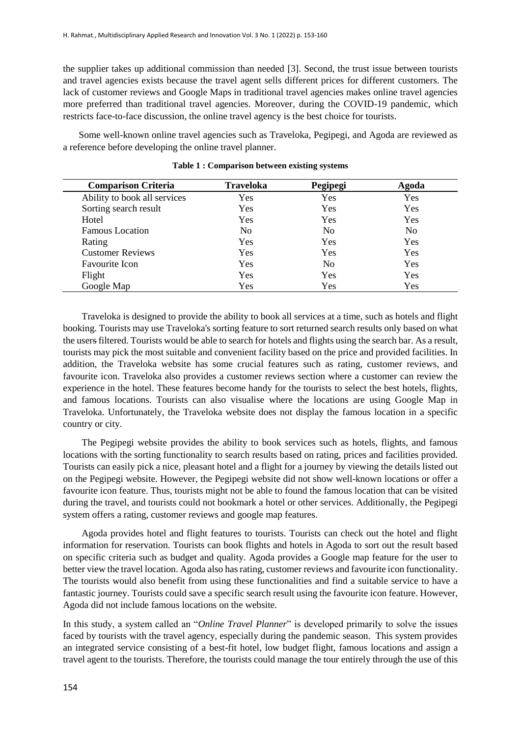the supplier takes up additional commission than needed [3]. Second, the trust issue between tourists and travel agencies exists because the travel agent sells different prices for different customers. The lack of customer reviews and Google Maps in traditional travel agencies makes online travel agencies more preferred than traditional travel agencies. Moreover, during the COVID-19 pandemic, which restricts face-to-face discussion, the online travel agency is the best choice for tourists.

Some well-known online travel agencies such as Traveloka, Pegipegi, and Agoda are reviewed as a reference before developing the online travel planner.

**Table 1 : Comparison between existing systems**

| Comparison Criteria | Traveloka | Pegipegi | Agoda |
|---|---|---|---|
| Ability to book all services | Yes | Yes | Yes |
| Sorting search result | Yes | Yes | Yes |
| Hotel | Yes | Yes | Yes |
| Famous Location | No | No | No |
| Rating | Yes | Yes | Yes |
| Customer Reviews | Yes | Yes | Yes |
| Favourite Icon | Yes | No | Yes |
| Flight | Yes | Yes | Yes |
| Google Map | Yes | Yes | Yes |

Traveloka is designed to provide the ability to book all services at a time, such as hotels and flight booking. Tourists may use Traveloka's sorting feature to sort returned search results only based on what the users filtered. Tourists would be able to search for hotels and flights using the search bar. As a result, tourists may pick the most suitable and convenient facility based on the price and provided facilities. In addition, the Traveloka website has some crucial features such as rating, customer reviews, and favourite icon. Traveloka also provides a customer reviews section where a customer can review the experience in the hotel. These features become handy for the tourists to select the best hotels, flights, and famous locations. Tourists can also visualise where the locations are using Google Map in Traveloka. Unfortunately, the Traveloka website does not display the famous location in a specific country or city.

The Pegipegi website provides the ability to book services such as hotels, flights, and famous locations with the sorting functionality to search results based on rating, prices and facilities provided. Tourists can easily pick a nice, pleasant hotel and a flight for a journey by viewing the details listed out on the Pegipegi website. However, the Pegipegi website did not show well-known locations or offer a favourite icon feature. Thus, tourists might not be able to found the famous location that can be visited during the travel, and tourists could not bookmark a hotel or other services. Additionally, the Pegipegi system offers a rating, customer reviews and google map features.

Agoda provides hotel and flight features to tourists. Tourists can check out the hotel and flight information for reservation. Tourists can book flights and hotels in Agoda to sort out the result based on specific criteria such as budget and quality. Agoda provides a Google map feature for the user to better view the travel location. Agoda also has rating, customer reviews and favourite icon functionality. The tourists would also benefit from using these functionalities and find a suitable service to have a fantastic journey. Tourists could save a specific search result using the favourite icon feature. However, Agoda did not include famous locations on the website.

In this study, a system called an "*Online Travel Planner*" is developed primarily to solve the issues faced by tourists with the travel agency, especially during the pandemic season. This system provides an integrated service consisting of a best-fit hotel, low budget flight, famous locations and assign a travel agent to the tourists. Therefore, the tourists could manage the tour entirely through the use of this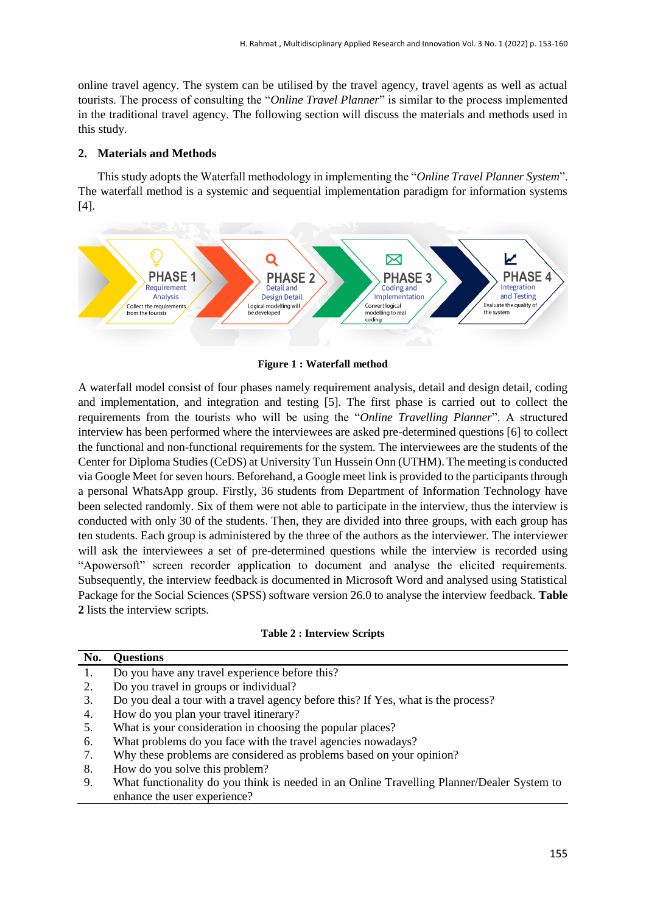online travel agency. The system can be utilised by the travel agency, travel agents as well as actual tourists. The process of consulting the "*Online Travel Planner*" is similar to the process implemented in the traditional travel agency. The following section will discuss the materials and methods used in this study.

## 2. Materials and Methods

This study adopts the Waterfall methodology in implementing the "*Online Travel Planner System*". The waterfall method is a systemic and sequential implementation paradigm for information systems [4].

PHASE 1 Requirement Analysis — Collect the requirements from the tourists

PHASE 2 Detail and Design Detail — Logical modelling will be developed

PHASE 3 Coding and Implementation — Convert logical modelling to real coding

PHASE 4 Integration and Testing — Evaluate the quality of the system

**Figure 1 : Waterfall method**

A waterfall model consist of four phases namely requirement analysis, detail and design detail, coding and implementation, and integration and testing [5]. The first phase is carried out to collect the requirements from the tourists who will be using the "*Online Travelling Planner*". A structured interview has been performed where the interviewees are asked pre-determined questions [6] to collect the functional and non-functional requirements for the system. The interviewees are the students of the Center for Diploma Studies (CeDS) at University Tun Hussein Onn (UTHM). The meeting is conducted via Google Meet for seven hours. Beforehand, a Google meet link is provided to the participants through a personal WhatsApp group. Firstly, 36 students from Department of Information Technology have been selected randomly. Six of them were not able to participate in the interview, thus the interview is conducted with only 30 of the students. Then, they are divided into three groups, with each group has ten students. Each group is administered by the three of the authors as the interviewer. The interviewer will ask the interviewees a set of pre-determined questions while the interview is recorded using "Apowersoft" screen recorder application to document and analyse the elicited requirements. Subsequently, the interview feedback is documented in Microsoft Word and analysed using Statistical Package for the Social Sciences (SPSS) software version 26.0 to analyse the interview feedback. **Table 2** lists the interview scripts.

**Table 2 : Interview Scripts**

| No. | Questions |
|---|---|
| 1. | Do you have any travel experience before this? |
| 2. | Do you travel in groups or individual? |
| 3. | Do you deal a tour with a travel agency before this? If Yes, what is the process? |
| 4. | How do you plan your travel itinerary? |
| 5. | What is your consideration in choosing the popular places? |
| 6. | What problems do you face with the travel agencies nowadays? |
| 7. | Why these problems are considered as problems based on your opinion? |
| 8. | How do you solve this problem? |
| 9. | What functionality do you think is needed in an Online Travelling Planner/Dealer System to enhance the user experience? |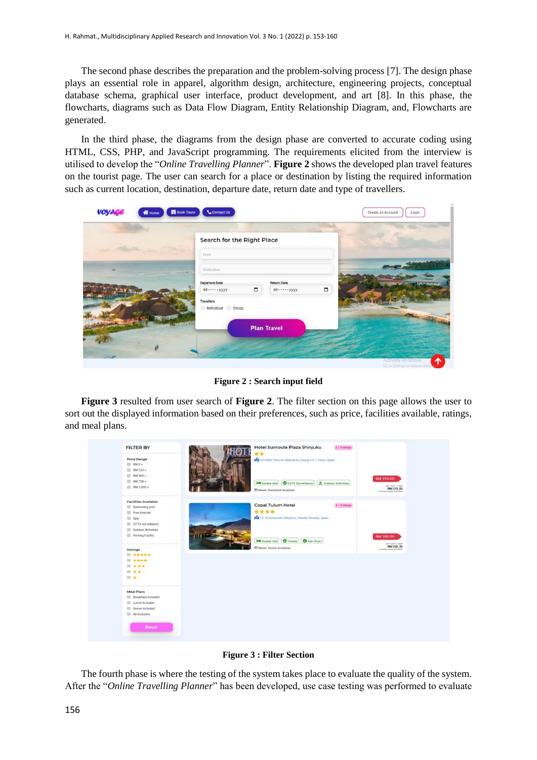The second phase describes the preparation and the problem-solving process [7]. The design phase plays an essential role in apparel, algorithm design, architecture, engineering projects, conceptual database schema, graphical user interface, product development, and art [8]. In this phase, the flowcharts, diagrams such as Data Flow Diagram, Entity Relationship Diagram, and, Flowcharts are generated.

In the third phase, the diagrams from the design phase are converted to accurate coding using HTML, CSS, PHP, and JavaScript programming. The requirements elicited from the interview is utilised to develop the "*Online Travelling Planner*". **Figure 2** shows the developed plan travel features on the tourist page. The user can search for a place or destination by listing the required information such as current location, destination, departure date, return date and type of travellers.

**Figure 2 : Search input field**

**Figure 3** resulted from user search of **Figure 2**. The filter section on this page allows the user to sort out the displayed information based on their preferences, such as price, facilities available, ratings, and meal plans.

**Figure 3 : Filter Section**

The fourth phase is where the testing of the system takes place to evaluate the quality of the system. After the "*Online Travelling Planner*" has been developed, use case testing was performed to evaluate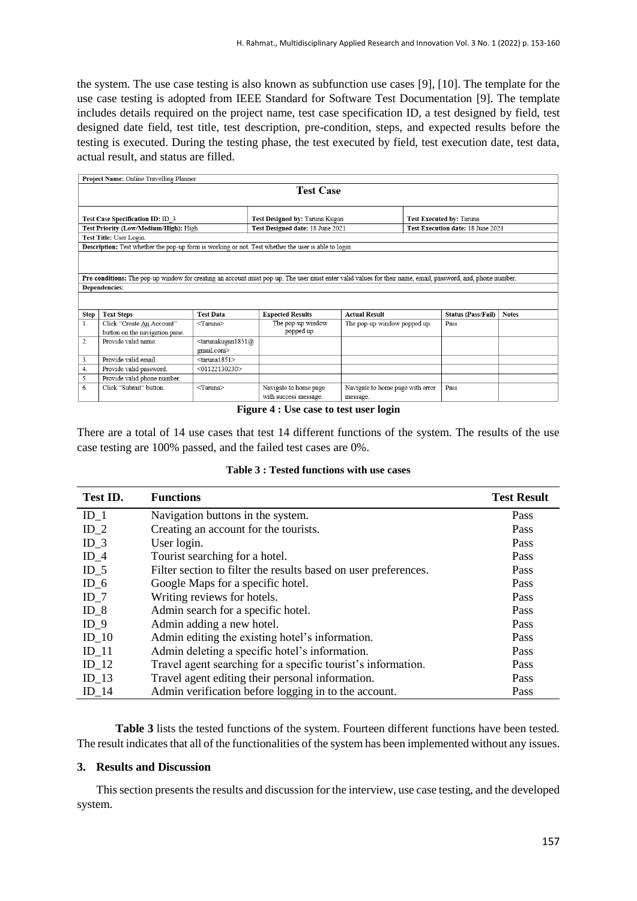the system. The use case testing is also known as subfunction use cases [9], [10]. The template for the use case testing is adopted from IEEE Standard for Software Test Documentation [9]. The template includes details required on the project name, test case specification ID, a test designed by field, test designed date field, test title, test description, pre-condition, steps, and expected results before the testing is executed. During the testing phase, the test executed by field, test execution date, test data, actual result, and status are filled.

| **Project Name:** Online Travelling Planner | | | | | | |
|---|---|---|---|---|---|---|
| **Test Case** | | | | | | |
| **Test Case Specification ID:** ID_3 | | **Test Designed by:** Taruna Kugan | | **Test Executed by:** Taruna | | |
| **Test Priority (Low/Medium/High):** High | | **Test Designed date:** 18 June 2021 | | **Test Execution date:** 18 June 2021 | | |
| **Test Title:** User Login. | | | | | | |
| **Description:** Test whether the pop-up form is working or not. Test whether the user is able to login. | | | | | | |
| **Pre-conditions:** The pop-up window for creating an account must pop-up. The user must enter valid values for their name, email, password, and, phone number. | | | | | | |
| **Dependencies:** | | | | | | |
| **Step** | **Text Steps** | **Test Data** | **Expected Results** | **Actual Result** | **Status (Pass/Fail)** | **Notes** |
| 1. | Click "Create An Account" button on the navigation pane. | <Taruna> | The pop-up window popped up. | The pop-up window popped up. | Pass | |
| 2. | Provide valid name. | <tarunakugan1851@gmail.com> | | | | |
| 3. | Provide valid email. | <taruna1851> | | | | |
| 4. | Provide valid password. | <01122130230> | | | | |
| 5. | Provide valid phone number. | | | | | |
| 6. | Click "Submit" button. | <Taruna> | Navigate to home page with success message. | Navigate to home page with error message. | Pass | |

**Figure 4 : Use case to test user login**

There are a total of 14 use cases that test 14 different functions of the system. The results of the use case testing are 100% passed, and the failed test cases are 0%.

**Table 3 : Tested functions with use cases**

| Test ID. | Functions | Test Result |
|---|---|---|
| ID_1 | Navigation buttons in the system. | Pass |
| ID_2 | Creating an account for the tourists. | Pass |
| ID_3 | User login. | Pass |
| ID_4 | Tourist searching for a hotel. | Pass |
| ID_5 | Filter section to filter the results based on user preferences. | Pass |
| ID_6 | Google Maps for a specific hotel. | Pass |
| ID_7 | Writing reviews for hotels. | Pass |
| ID_8 | Admin search for a specific hotel. | Pass |
| ID_9 | Admin adding a new hotel. | Pass |
| ID_10 | Admin editing the existing hotel's information. | Pass |
| ID_11 | Admin deleting a specific hotel's information. | Pass |
| ID_12 | Travel agent searching for a specific tourist's information. | Pass |
| ID_13 | Travel agent editing their personal information. | Pass |
| ID_14 | Admin verification before logging in to the account. | Pass |

**Table 3** lists the tested functions of the system. Fourteen different functions have been tested. The result indicates that all of the functionalities of the system has been implemented without any issues.

## 3. Results and Discussion

This section presents the results and discussion for the interview, use case testing, and the developed system.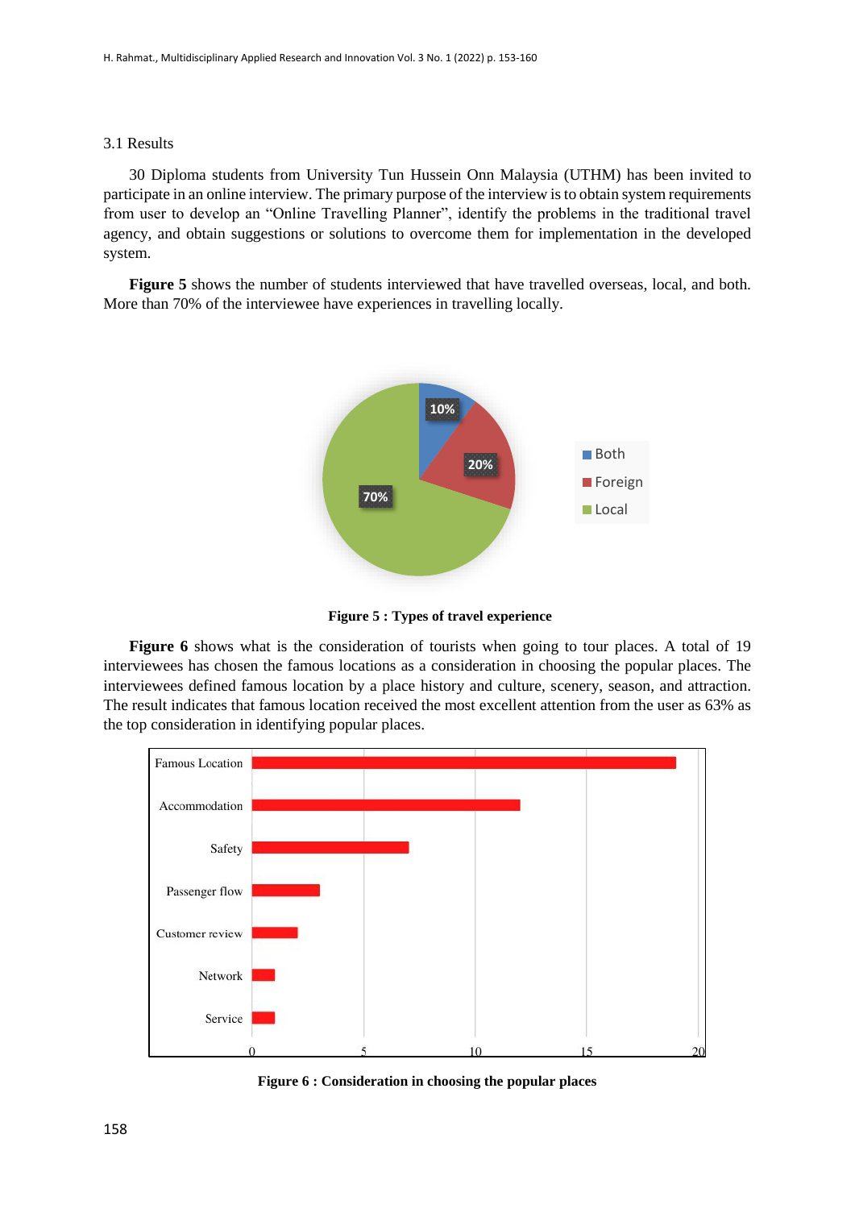### 3.1 Results

30 Diploma students from University Tun Hussein Onn Malaysia (UTHM) has been invited to participate in an online interview. The primary purpose of the interview is to obtain system requirements from user to develop an "Online Travelling Planner", identify the problems in the traditional travel agency, and obtain suggestions or solutions to overcome them for implementation in the developed system.

**Figure 5** shows the number of students interviewed that have travelled overseas, local, and both. More than 70% of the interviewee have experiences in travelling locally.

**Figure 5 : Types of travel experience**

**Figure 6** shows what is the consideration of tourists when going to tour places. A total of 19 interviewees has chosen the famous locations as a consideration in choosing the popular places. The interviewees defined famous location by a place history and culture, scenery, season, and attraction. The result indicates that famous location received the most excellent attention from the user as 63% as the top consideration in identifying popular places.

**Figure 6 : Consideration in choosing the popular places**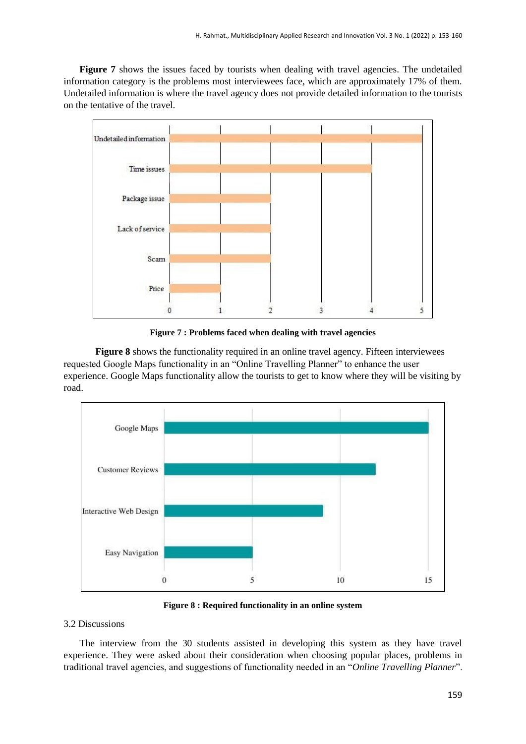**Figure 7** shows the issues faced by tourists when dealing with travel agencies. The undetailed information category is the problems most interviewees face, which are approximately 17% of them. Undetailed information is where the travel agency does not provide detailed information to the tourists on the tentative of the travel.

**Figure 7 : Problems faced when dealing with travel agencies**

**Figure 8** shows the functionality required in an online travel agency. Fifteen interviewees requested Google Maps functionality in an "Online Travelling Planner" to enhance the user experience. Google Maps functionality allow the tourists to get to know where they will be visiting by road.

**Figure 8 : Required functionality in an online system**

3.2 Discussions

The interview from the 30 students assisted in developing this system as they have travel experience. They were asked about their consideration when choosing popular places, problems in traditional travel agencies, and suggestions of functionality needed in an "*Online Travelling Planner*".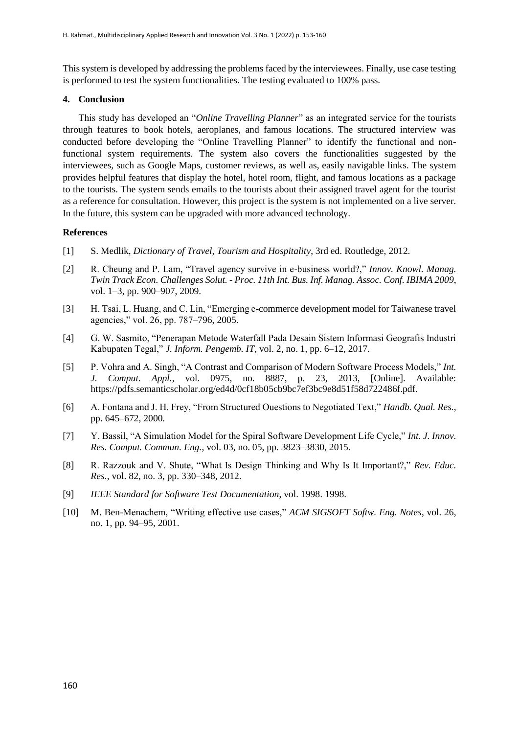This system is developed by addressing the problems faced by the interviewees. Finally, use case testing is performed to test the system functionalities. The testing evaluated to 100% pass.

## 4. Conclusion

This study has developed an "*Online Travelling Planner*" as an integrated service for the tourists through features to book hotels, aeroplanes, and famous locations. The structured interview was conducted before developing the "Online Travelling Planner" to identify the functional and non-functional system requirements. The system also covers the functionalities suggested by the interviewees, such as Google Maps, customer reviews, as well as, easily navigable links. The system provides helpful features that display the hotel, hotel room, flight, and famous locations as a package to the tourists. The system sends emails to the tourists about their assigned travel agent for the tourist as a reference for consultation. However, this project is the system is not implemented on a live server. In the future, this system can be upgraded with more advanced technology.

## References

[1] S. Medlik, *Dictionary of Travel, Tourism and Hospitality*, 3rd ed. Routledge, 2012.

[2] R. Cheung and P. Lam, "Travel agency survive in e-business world?," *Innov. Knowl. Manag. Twin Track Econ. Challenges Solut. - Proc. 11th Int. Bus. Inf. Manag. Assoc. Conf. IBIMA 2009*, vol. 1–3, pp. 900–907, 2009.

[3] H. Tsai, L. Huang, and C. Lin, "Emerging e-commerce development model for Taiwanese travel agencies," vol. 26, pp. 787–796, 2005.

[4] G. W. Sasmito, "Penerapan Metode Waterfall Pada Desain Sistem Informasi Geografis Industri Kabupaten Tegal," *J. Inform. Pengemb. IT*, vol. 2, no. 1, pp. 6–12, 2017.

[5] P. Vohra and A. Singh, "A Contrast and Comparison of Modern Software Process Models," *Int. J. Comput. Appl.*, vol. 0975, no. 8887, p. 23, 2013, [Online]. Available: https://pdfs.semanticscholar.org/ed4d/0cf18b05cb9bc7ef3bc9e8d51f58d722486f.pdf.

[6] A. Fontana and J. H. Frey, "From Structured Ouestions to Negotiated Text," *Handb. Qual. Res.*, pp. 645–672, 2000.

[7] Y. Bassil, "A Simulation Model for the Spiral Software Development Life Cycle," *Int. J. Innov. Res. Comput. Commun. Eng.*, vol. 03, no. 05, pp. 3823–3830, 2015.

[8] R. Razzouk and V. Shute, "What Is Design Thinking and Why Is It Important?," *Rev. Educ. Res.*, vol. 82, no. 3, pp. 330–348, 2012.

[9] *IEEE Standard for Software Test Documentation*, vol. 1998. 1998.

[10] M. Ben-Menachem, "Writing effective use cases," *ACM SIGSOFT Softw. Eng. Notes*, vol. 26, no. 1, pp. 94–95, 2001.